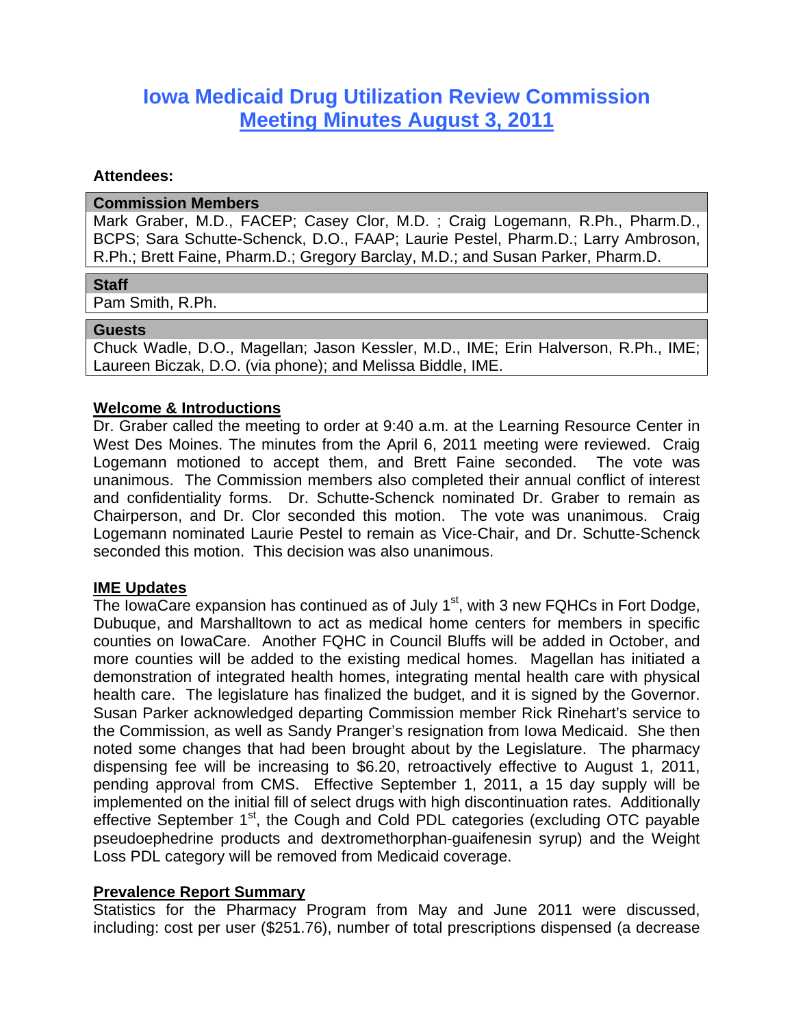# Iowa Medicaid Drug Utilization Review Commission
## Meeting Minutes August 3, 2011

**Attendees:**

**Commission Members**

Mark Graber, M.D., FACEP; Casey Clor, M.D. ; Craig Logemann, R.Ph., Pharm.D., BCPS; Sara Schutte-Schenck, D.O., FAAP; Laurie Pestel, Pharm.D.; Larry Ambroson, R.Ph.; Brett Faine, Pharm.D.; Gregory Barclay, M.D.; and Susan Parker, Pharm.D.

**Staff**

Pam Smith, R.Ph.

**Guests**

Chuck Wadle, D.O., Magellan; Jason Kessler, M.D., IME; Erin Halverson, R.Ph., IME; Laureen Biczak, D.O. (via phone); and Melissa Biddle, IME.

**Welcome & Introductions**

Dr. Graber called the meeting to order at 9:40 a.m. at the Learning Resource Center in West Des Moines. The minutes from the April 6, 2011 meeting were reviewed. Craig Logemann motioned to accept them, and Brett Faine seconded. The vote was unanimous. The Commission members also completed their annual conflict of interest and confidentiality forms. Dr. Schutte-Schenck nominated Dr. Graber to remain as Chairperson, and Dr. Clor seconded this motion. The vote was unanimous. Craig Logemann nominated Laurie Pestel to remain as Vice-Chair, and Dr. Schutte-Schenck seconded this motion. This decision was also unanimous.

**IME Updates**

The IowaCare expansion has continued as of July 1st, with 3 new FQHCs in Fort Dodge, Dubuque, and Marshalltown to act as medical home centers for members in specific counties on IowaCare. Another FQHC in Council Bluffs will be added in October, and more counties will be added to the existing medical homes. Magellan has initiated a demonstration of integrated health homes, integrating mental health care with physical health care. The legislature has finalized the budget, and it is signed by the Governor. Susan Parker acknowledged departing Commission member Rick Rinehart's service to the Commission, as well as Sandy Pranger's resignation from Iowa Medicaid. She then noted some changes that had been brought about by the Legislature. The pharmacy dispensing fee will be increasing to $6.20, retroactively effective to August 1, 2011, pending approval from CMS. Effective September 1, 2011, a 15 day supply will be implemented on the initial fill of select drugs with high discontinuation rates. Additionally effective September 1st, the Cough and Cold PDL categories (excluding OTC payable pseudoephedrine products and dextromethorphan-guaifenesin syrup) and the Weight Loss PDL category will be removed from Medicaid coverage.

**Prevalence Report Summary**

Statistics for the Pharmacy Program from May and June 2011 were discussed, including: cost per user ($251.76), number of total prescriptions dispensed (a decrease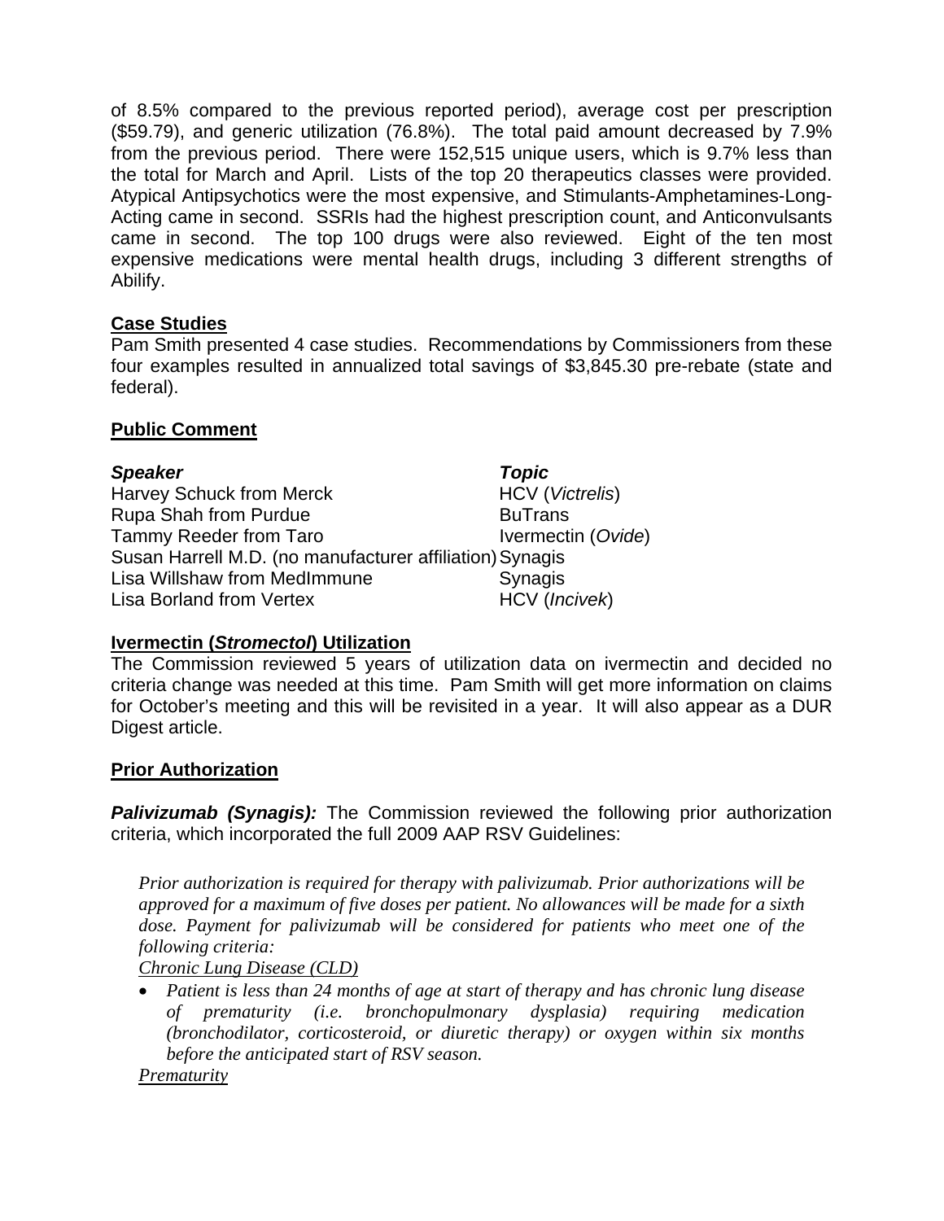of 8.5% compared to the previous reported period), average cost per prescription ($59.79), and generic utilization (76.8%). The total paid amount decreased by 7.9% from the previous period. There were 152,515 unique users, which is 9.7% less than the total for March and April. Lists of the top 20 therapeutics classes were provided. Atypical Antipsychotics were the most expensive, and Stimulants-Amphetamines-Long-Acting came in second. SSRIs had the highest prescription count, and Anticonvulsants came in second. The top 100 drugs were also reviewed. Eight of the ten most expensive medications were mental health drugs, including 3 different strengths of Abilify.

**Case Studies**

Pam Smith presented 4 case studies. Recommendations by Commissioners from these four examples resulted in annualized total savings of $3,845.30 pre-rebate (state and federal).

**Public Comment**

| ***Speaker*** | ***Topic*** |
| --- | --- |
| Harvey Schuck from Merck | HCV (*Victrelis*) |
| Rupa Shah from Purdue | BuTrans |
| Tammy Reeder from Taro | Ivermectin (*Ovide*) |
| Susan Harrell M.D. (no manufacturer affiliation) | Synagis |
| Lisa Willshaw from MedImmune | Synagis |
| Lisa Borland from Vertex | HCV (*Incivek*) |

**Ivermectin (*Stromectol*) Utilization**

The Commission reviewed 5 years of utilization data on ivermectin and decided no criteria change was needed at this time. Pam Smith will get more information on claims for October's meeting and this will be revisited in a year. It will also appear as a DUR Digest article.

**Prior Authorization**

***Palivizumab (Synagis):*** The Commission reviewed the following prior authorization criteria, which incorporated the full 2009 AAP RSV Guidelines:

*Prior authorization is required for therapy with palivizumab. Prior authorizations will be approved for a maximum of five doses per patient. No allowances will be made for a sixth dose. Payment for palivizumab will be considered for patients who meet one of the following criteria:*

*Chronic Lung Disease (CLD)*

- *Patient is less than 24 months of age at start of therapy and has chronic lung disease of prematurity (i.e. bronchopulmonary dysplasia) requiring medication (bronchodilator, corticosteroid, or diuretic therapy) or oxygen within six months before the anticipated start of RSV season.*

*Prematurity*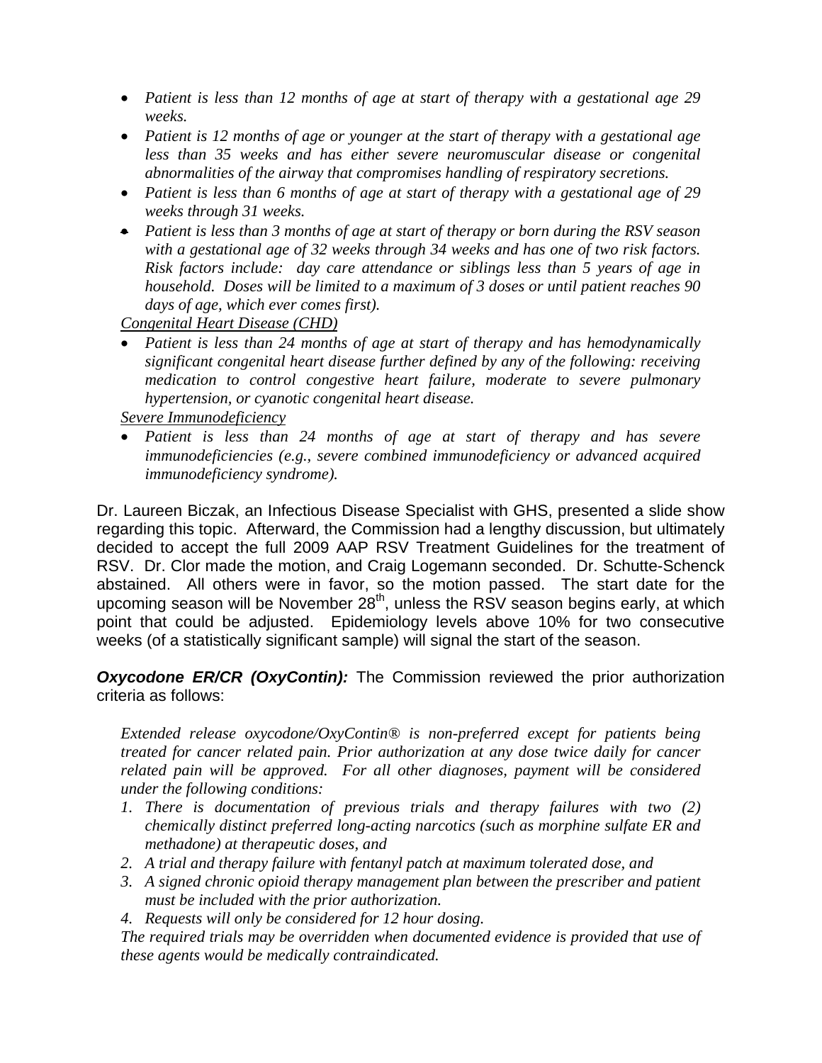- *Patient is less than 12 months of age at start of therapy with a gestational age 29 weeks.*
- *Patient is 12 months of age or younger at the start of therapy with a gestational age less than 35 weeks and has either severe neuromuscular disease or congenital abnormalities of the airway that compromises handling of respiratory secretions.*
- *Patient is less than 6 months of age at start of therapy with a gestational age of 29 weeks through 31 weeks.*
- *Patient is less than 3 months of age at start of therapy or born during the RSV season with a gestational age of 32 weeks through 34 weeks and has one of two risk factors. Risk factors include: day care attendance or siblings less than 5 years of age in household. Doses will be limited to a maximum of 3 doses or until patient reaches 90 days of age, which ever comes first).*

*Congenital Heart Disease (CHD)*

- *Patient is less than 24 months of age at start of therapy and has hemodynamically significant congenital heart disease further defined by any of the following: receiving medication to control congestive heart failure, moderate to severe pulmonary hypertension, or cyanotic congenital heart disease.*

*Severe Immunodeficiency*

- *Patient is less than 24 months of age at start of therapy and has severe immunodeficiencies (e.g., severe combined immunodeficiency or advanced acquired immunodeficiency syndrome).*

Dr. Laureen Biczak, an Infectious Disease Specialist with GHS, presented a slide show regarding this topic. Afterward, the Commission had a lengthy discussion, but ultimately decided to accept the full 2009 AAP RSV Treatment Guidelines for the treatment of RSV. Dr. Clor made the motion, and Craig Logemann seconded. Dr. Schutte-Schenck abstained. All others were in favor, so the motion passed. The start date for the upcoming season will be November 28th, unless the RSV season begins early, at which point that could be adjusted. Epidemiology levels above 10% for two consecutive weeks (of a statistically significant sample) will signal the start of the season.

***Oxycodone ER/CR (OxyContin):*** The Commission reviewed the prior authorization criteria as follows:

*Extended release oxycodone/OxyContin® is non-preferred except for patients being treated for cancer related pain. Prior authorization at any dose twice daily for cancer related pain will be approved. For all other diagnoses, payment will be considered under the following conditions:*

1. *There is documentation of previous trials and therapy failures with two (2) chemically distinct preferred long-acting narcotics (such as morphine sulfate ER and methadone) at therapeutic doses, and*
2. *A trial and therapy failure with fentanyl patch at maximum tolerated dose, and*
3. *A signed chronic opioid therapy management plan between the prescriber and patient must be included with the prior authorization.*
4. *Requests will only be considered for 12 hour dosing.*

*The required trials may be overridden when documented evidence is provided that use of these agents would be medically contraindicated.*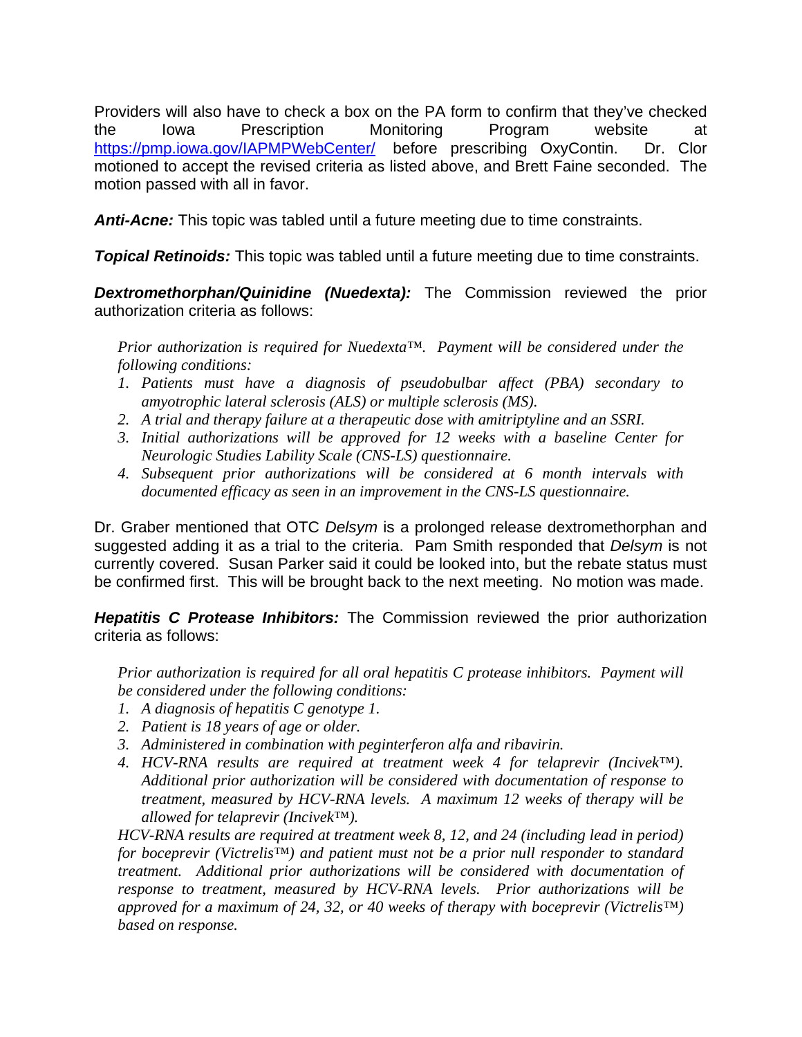Providers will also have to check a box on the PA form to confirm that they've checked the Iowa Prescription Monitoring Program website at https://pmp.iowa.gov/IAPMPWebCenter/ before prescribing OxyContin. Dr. Clor motioned to accept the revised criteria as listed above, and Brett Faine seconded. The motion passed with all in favor.

***Anti-Acne:*** This topic was tabled until a future meeting due to time constraints.

***Topical Retinoids:*** This topic was tabled until a future meeting due to time constraints.

***Dextromethorphan/Quinidine (Nuedexta):*** The Commission reviewed the prior authorization criteria as follows:

> *Prior authorization is required for Nuedexta™. Payment will be considered under the following conditions:*
> 1. *Patients must have a diagnosis of pseudobulbar affect (PBA) secondary to amyotrophic lateral sclerosis (ALS) or multiple sclerosis (MS).*
> 2. *A trial and therapy failure at a therapeutic dose with amitriptyline and an SSRI.*
> 3. *Initial authorizations will be approved for 12 weeks with a baseline Center for Neurologic Studies Lability Scale (CNS-LS) questionnaire.*
> 4. *Subsequent prior authorizations will be considered at 6 month intervals with documented efficacy as seen in an improvement in the CNS-LS questionnaire.*

Dr. Graber mentioned that OTC *Delsym* is a prolonged release dextromethorphan and suggested adding it as a trial to the criteria. Pam Smith responded that *Delsym* is not currently covered. Susan Parker said it could be looked into, but the rebate status must be confirmed first. This will be brought back to the next meeting. No motion was made.

***Hepatitis C Protease Inhibitors:*** The Commission reviewed the prior authorization criteria as follows:

> *Prior authorization is required for all oral hepatitis C protease inhibitors. Payment will be considered under the following conditions:*
> 1. *A diagnosis of hepatitis C genotype 1.*
> 2. *Patient is 18 years of age or older.*
> 3. *Administered in combination with peginterferon alfa and ribavirin.*
> 4. *HCV-RNA results are required at treatment week 4 for telaprevir (Incivek™). Additional prior authorization will be considered with documentation of response to treatment, measured by HCV-RNA levels. A maximum 12 weeks of therapy will be allowed for telaprevir (Incivek™).*
>
> *HCV-RNA results are required at treatment week 8, 12, and 24 (including lead in period) for boceprevir (Victrelis™) and patient must not be a prior null responder to standard treatment. Additional prior authorizations will be considered with documentation of response to treatment, measured by HCV-RNA levels. Prior authorizations will be approved for a maximum of 24, 32, or 40 weeks of therapy with boceprevir (Victrelis™) based on response.*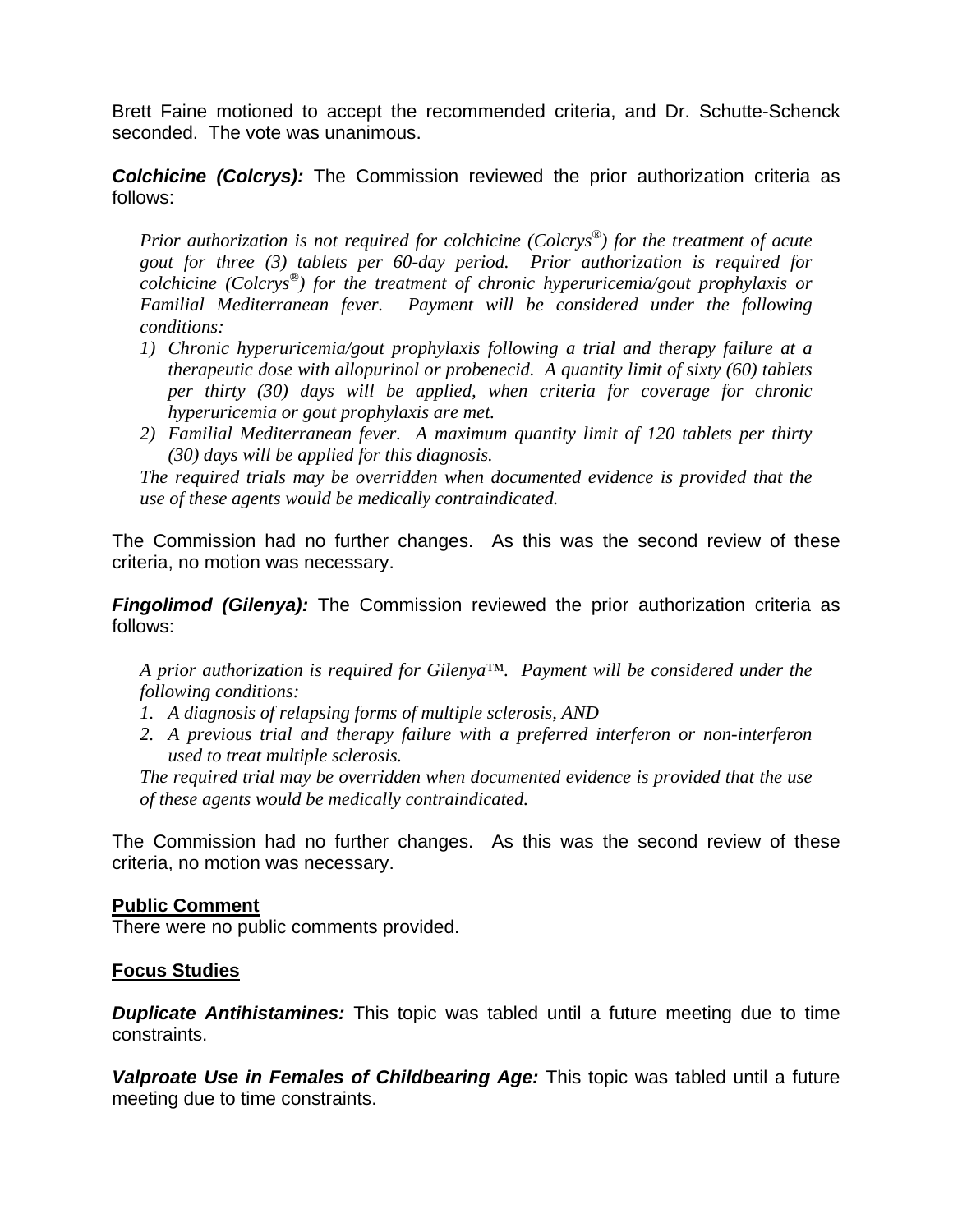Brett Faine motioned to accept the recommended criteria, and Dr. Schutte-Schenck seconded. The vote was unanimous.

***Colchicine (Colcrys):*** The Commission reviewed the prior authorization criteria as follows:

> *Prior authorization is not required for colchicine (Colcrys®) for the treatment of acute gout for three (3) tablets per 60-day period. Prior authorization is required for colchicine (Colcrys®) for the treatment of chronic hyperuricemia/gout prophylaxis or Familial Mediterranean fever. Payment will be considered under the following conditions:*
>
> 1) *Chronic hyperuricemia/gout prophylaxis following a trial and therapy failure at a therapeutic dose with allopurinol or probenecid. A quantity limit of sixty (60) tablets per thirty (30) days will be applied, when criteria for coverage for chronic hyperuricemia or gout prophylaxis are met.*
> 2) *Familial Mediterranean fever. A maximum quantity limit of 120 tablets per thirty (30) days will be applied for this diagnosis.*
>
> *The required trials may be overridden when documented evidence is provided that the use of these agents would be medically contraindicated.*

The Commission had no further changes. As this was the second review of these criteria, no motion was necessary.

***Fingolimod (Gilenya):*** The Commission reviewed the prior authorization criteria as follows:

> *A prior authorization is required for Gilenya™. Payment will be considered under the following conditions:*
>
> 1. *A diagnosis of relapsing forms of multiple sclerosis, AND*
> 2. *A previous trial and therapy failure with a preferred interferon or non-interferon used to treat multiple sclerosis.*
>
> *The required trial may be overridden when documented evidence is provided that the use of these agents would be medically contraindicated.*

The Commission had no further changes. As this was the second review of these criteria, no motion was necessary.

## Public Comment

There were no public comments provided.

## Focus Studies

***Duplicate Antihistamines:*** This topic was tabled until a future meeting due to time constraints.

***Valproate Use in Females of Childbearing Age:*** This topic was tabled until a future meeting due to time constraints.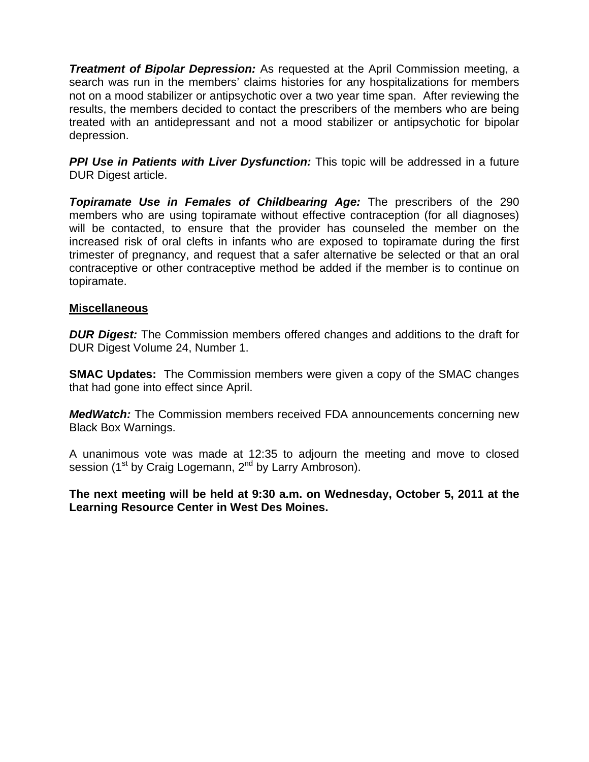***Treatment of Bipolar Depression:*** As requested at the April Commission meeting, a search was run in the members' claims histories for any hospitalizations for members not on a mood stabilizer or antipsychotic over a two year time span. After reviewing the results, the members decided to contact the prescribers of the members who are being treated with an antidepressant and not a mood stabilizer or antipsychotic for bipolar depression.

***PPI Use in Patients with Liver Dysfunction:*** This topic will be addressed in a future DUR Digest article.

***Topiramate Use in Females of Childbearing Age:*** The prescribers of the 290 members who are using topiramate without effective contraception (for all diagnoses) will be contacted, to ensure that the provider has counseled the member on the increased risk of oral clefts in infants who are exposed to topiramate during the first trimester of pregnancy, and request that a safer alternative be selected or that an oral contraceptive or other contraceptive method be added if the member is to continue on topiramate.

## Miscellaneous

***DUR Digest:*** The Commission members offered changes and additions to the draft for DUR Digest Volume 24, Number 1.

**SMAC Updates:** The Commission members were given a copy of the SMAC changes that had gone into effect since April.

***MedWatch:*** The Commission members received FDA announcements concerning new Black Box Warnings.

A unanimous vote was made at 12:35 to adjourn the meeting and move to closed session (1st by Craig Logemann, 2nd by Larry Ambroson).

**The next meeting will be held at 9:30 a.m. on Wednesday, October 5, 2011 at the Learning Resource Center in West Des Moines.**